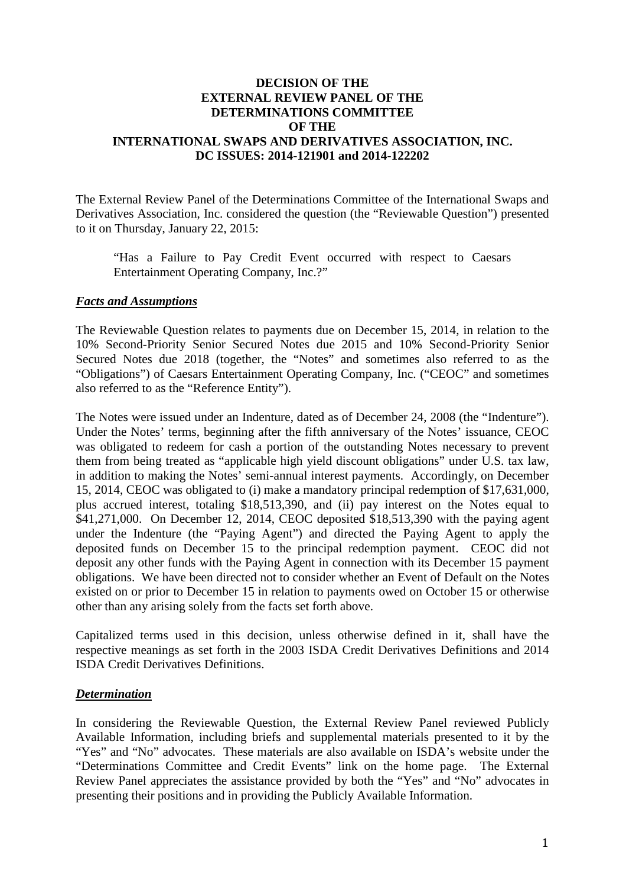# DECISION OF THE EXTERNAL REVIEW PANEL OF THE DETERMINATIONS COMMITTEE OF THE INTERNATIONAL SWAPS AND DERIVATIVES ASSOCIATION, INC.

## DC ISSUES: 2014-121901 and 2014-122202

The External Review Panel of the Determinations Committee of the International Swaps and Derivatives Association, Inc. considered the question (the "Reviewable Question") presented to it on Thursday, January 22, 2015:

> "Has a Failure to Pay Credit Event occurred with respect to Caesars Entertainment Operating Company, Inc.?"

### ***Facts and Assumptions***

The Reviewable Question relates to payments due on December 15, 2014, in relation to the 10% Second-Priority Senior Secured Notes due 2015 and 10% Second-Priority Senior Secured Notes due 2018 (together, the "Notes" and sometimes also referred to as the "Obligations") of Caesars Entertainment Operating Company, Inc. ("CEOC" and sometimes also referred to as the "Reference Entity").

The Notes were issued under an Indenture, dated as of December 24, 2008 (the "Indenture"). Under the Notes' terms, beginning after the fifth anniversary of the Notes' issuance, CEOC was obligated to redeem for cash a portion of the outstanding Notes necessary to prevent them from being treated as "applicable high yield discount obligations" under U.S. tax law, in addition to making the Notes' semi-annual interest payments. Accordingly, on December 15, 2014, CEOC was obligated to (i) make a mandatory principal redemption of $17,631,000, plus accrued interest, totaling $18,513,390, and (ii) pay interest on the Notes equal to $41,271,000. On December 12, 2014, CEOC deposited $18,513,390 with the paying agent under the Indenture (the "Paying Agent") and directed the Paying Agent to apply the deposited funds on December 15 to the principal redemption payment. CEOC did not deposit any other funds with the Paying Agent in connection with its December 15 payment obligations. We have been directed not to consider whether an Event of Default on the Notes existed on or prior to December 15 in relation to payments owed on October 15 or otherwise other than any arising solely from the facts set forth above.

Capitalized terms used in this decision, unless otherwise defined in it, shall have the respective meanings as set forth in the 2003 ISDA Credit Derivatives Definitions and 2014 ISDA Credit Derivatives Definitions.

### ***Determination***

In considering the Reviewable Question, the External Review Panel reviewed Publicly Available Information, including briefs and supplemental materials presented to it by the "Yes" and "No" advocates. These materials are also available on ISDA's website under the "Determinations Committee and Credit Events" link on the home page. The External Review Panel appreciates the assistance provided by both the "Yes" and "No" advocates in presenting their positions and in providing the Publicly Available Information.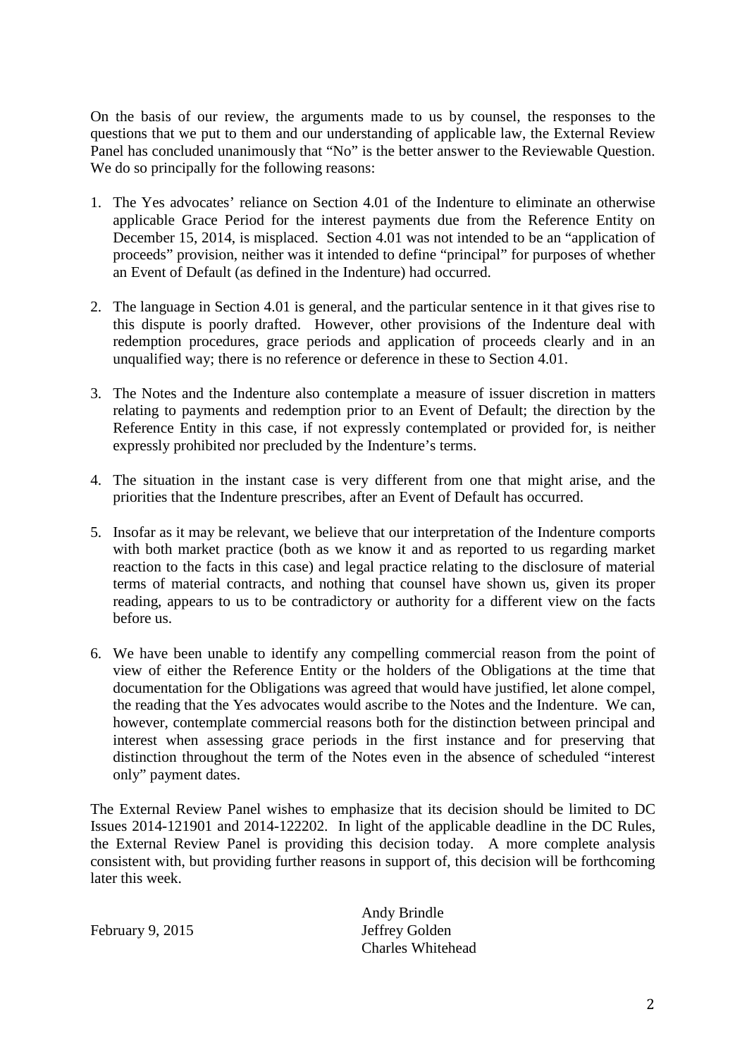On the basis of our review, the arguments made to us by counsel, the responses to the questions that we put to them and our understanding of applicable law, the External Review Panel has concluded unanimously that "No" is the better answer to the Reviewable Question. We do so principally for the following reasons:

1. The Yes advocates' reliance on Section 4.01 of the Indenture to eliminate an otherwise applicable Grace Period for the interest payments due from the Reference Entity on December 15, 2014, is misplaced. Section 4.01 was not intended to be an "application of proceeds" provision, neither was it intended to define "principal" for purposes of whether an Event of Default (as defined in the Indenture) had occurred.

2. The language in Section 4.01 is general, and the particular sentence in it that gives rise to this dispute is poorly drafted. However, other provisions of the Indenture deal with redemption procedures, grace periods and application of proceeds clearly and in an unqualified way; there is no reference or deference in these to Section 4.01.

3. The Notes and the Indenture also contemplate a measure of issuer discretion in matters relating to payments and redemption prior to an Event of Default; the direction by the Reference Entity in this case, if not expressly contemplated or provided for, is neither expressly prohibited nor precluded by the Indenture's terms.

4. The situation in the instant case is very different from one that might arise, and the priorities that the Indenture prescribes, after an Event of Default has occurred.

5. Insofar as it may be relevant, we believe that our interpretation of the Indenture comports with both market practice (both as we know it and as reported to us regarding market reaction to the facts in this case) and legal practice relating to the disclosure of material terms of material contracts, and nothing that counsel have shown us, given its proper reading, appears to us to be contradictory or authority for a different view on the facts before us.

6. We have been unable to identify any compelling commercial reason from the point of view of either the Reference Entity or the holders of the Obligations at the time that documentation for the Obligations was agreed that would have justified, let alone compel, the reading that the Yes advocates would ascribe to the Notes and the Indenture. We can, however, contemplate commercial reasons both for the distinction between principal and interest when assessing grace periods in the first instance and for preserving that distinction throughout the term of the Notes even in the absence of scheduled "interest only" payment dates.

The External Review Panel wishes to emphasize that its decision should be limited to DC Issues 2014-121901 and 2014-122202. In light of the applicable deadline in the DC Rules, the External Review Panel is providing this decision today. A more complete analysis consistent with, but providing further reasons in support of, this decision will be forthcoming later this week.

February 9, 2015

Andy Brindle
Jeffrey Golden
Charles Whitehead